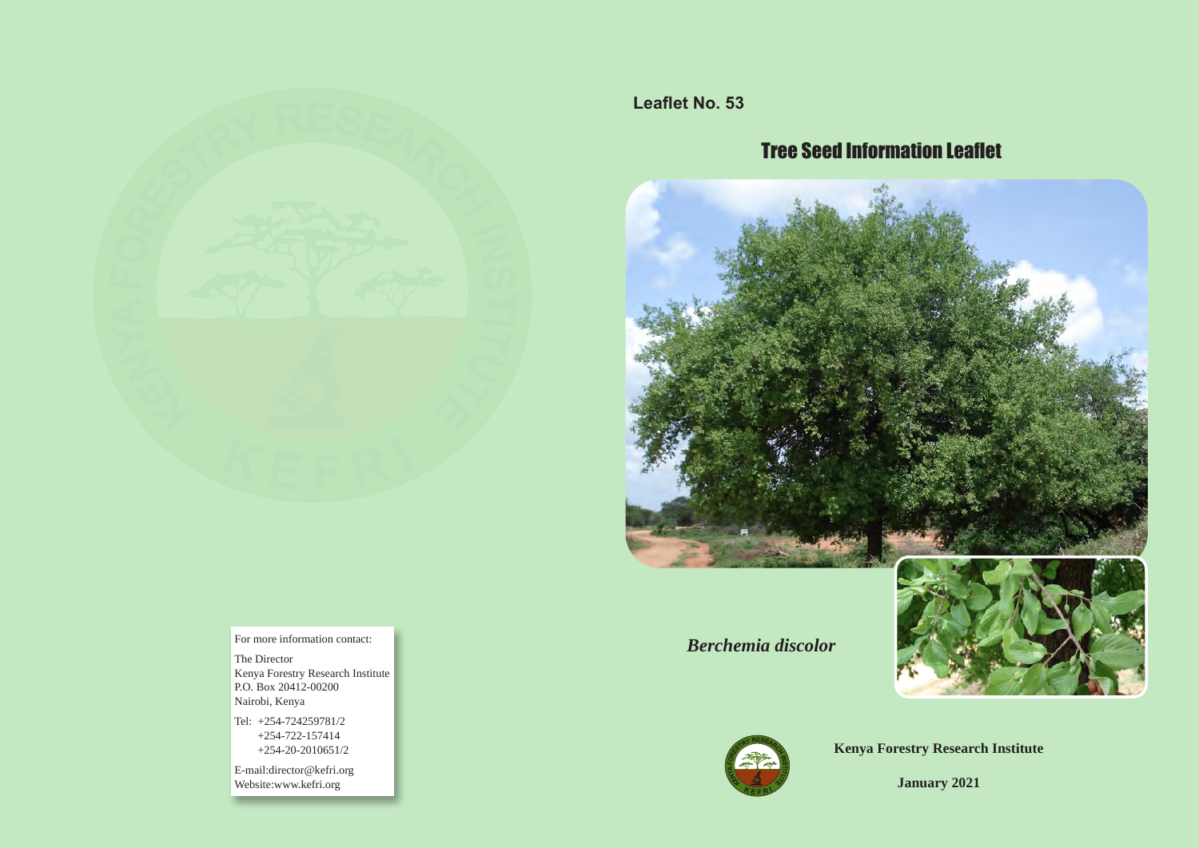For more information contact:

The Director
Kenya Forestry Research Institute
P.O. Box 20412-00200
Nairobi, Kenya

Tel: +254-724259781/2
+254-722-157414
+254-20-2010651/2

E-mail:director@kefri.org
Website:www.kefri.org

**Leaflet No. 53**

# Tree Seed Information Leaflet

## *Berchemia discolor*

**Kenya Forestry Research Institute**

**January 2021**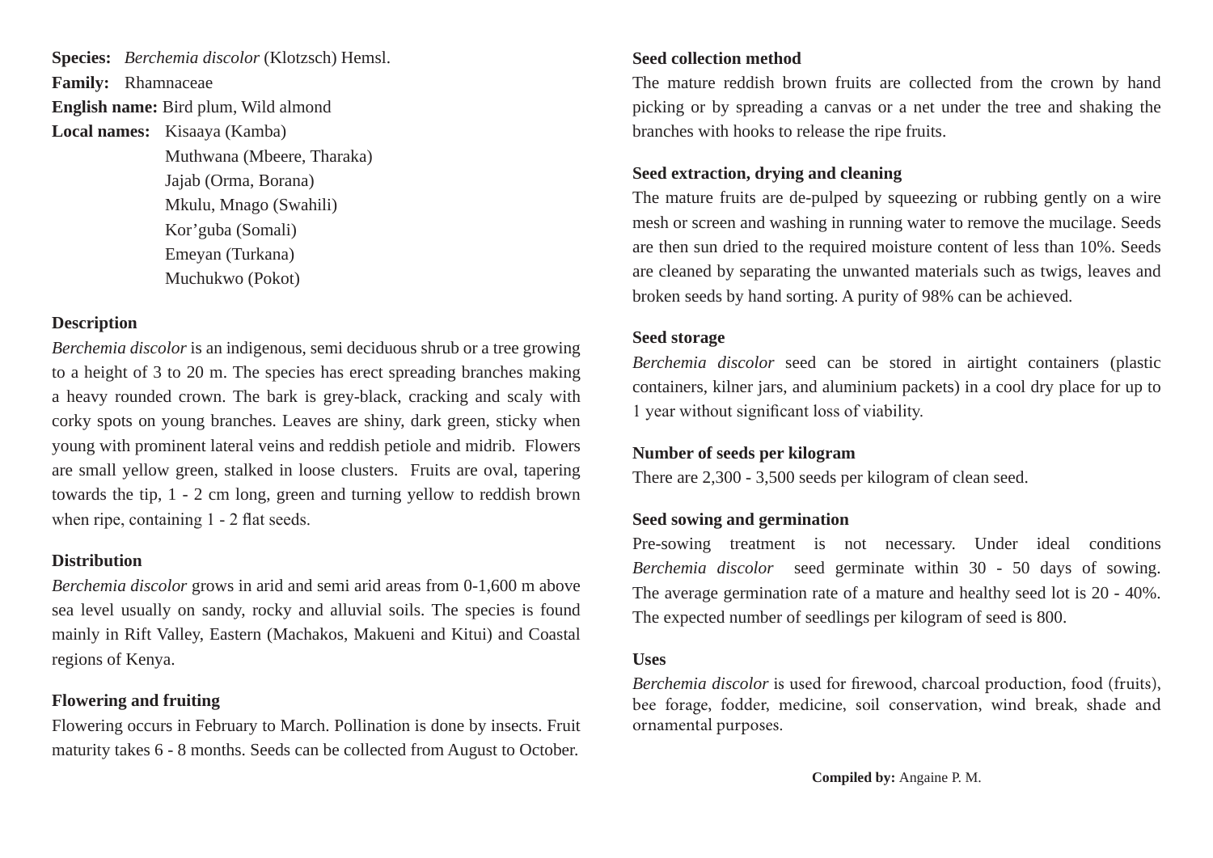**Species:** *Berchemia discolor* (Klotzsch) Hemsl.
**Family:** Rhamnaceae
**English name:** Bird plum, Wild almond
**Local names:** Kisaaya (Kamba)
Muthwana (Mbeere, Tharaka)
Jajab (Orma, Borana)
Mkulu, Mnago (Swahili)
Kor'guba (Somali)
Emeyan (Turkana)
Muchukwo (Pokot)

**Description**

*Berchemia discolor* is an indigenous, semi deciduous shrub or a tree growing to a height of 3 to 20 m. The species has erect spreading branches making a heavy rounded crown. The bark is grey-black, cracking and scaly with corky spots on young branches. Leaves are shiny, dark green, sticky when young with prominent lateral veins and reddish petiole and midrib. Flowers are small yellow green, stalked in loose clusters. Fruits are oval, tapering towards the tip, 1 - 2 cm long, green and turning yellow to reddish brown when ripe, containing 1 - 2 flat seeds.

**Distribution**

*Berchemia discolor* grows in arid and semi arid areas from 0-1,600 m above sea level usually on sandy, rocky and alluvial soils. The species is found mainly in Rift Valley, Eastern (Machakos, Makueni and Kitui) and Coastal regions of Kenya.

**Flowering and fruiting**

Flowering occurs in February to March. Pollination is done by insects. Fruit maturity takes 6 - 8 months. Seeds can be collected from August to October.

**Seed collection method**

The mature reddish brown fruits are collected from the crown by hand picking or by spreading a canvas or a net under the tree and shaking the branches with hooks to release the ripe fruits.

**Seed extraction, drying and cleaning**

The mature fruits are de-pulped by squeezing or rubbing gently on a wire mesh or screen and washing in running water to remove the mucilage. Seeds are then sun dried to the required moisture content of less than 10%. Seeds are cleaned by separating the unwanted materials such as twigs, leaves and broken seeds by hand sorting. A purity of 98% can be achieved.

**Seed storage**

*Berchemia discolor* seed can be stored in airtight containers (plastic containers, kilner jars, and aluminium packets) in a cool dry place for up to 1 year without significant loss of viability.

**Number of seeds per kilogram**

There are 2,300 - 3,500 seeds per kilogram of clean seed.

**Seed sowing and germination**

Pre-sowing treatment is not necessary. Under ideal conditions *Berchemia discolor* seed germinate within 30 - 50 days of sowing. The average germination rate of a mature and healthy seed lot is 20 - 40%. The expected number of seedlings per kilogram of seed is 800.

**Uses**

*Berchemia discolor* is used for firewood, charcoal production, food (fruits), bee forage, fodder, medicine, soil conservation, wind break, shade and ornamental purposes.

**Compiled by:** Angaine P. M.